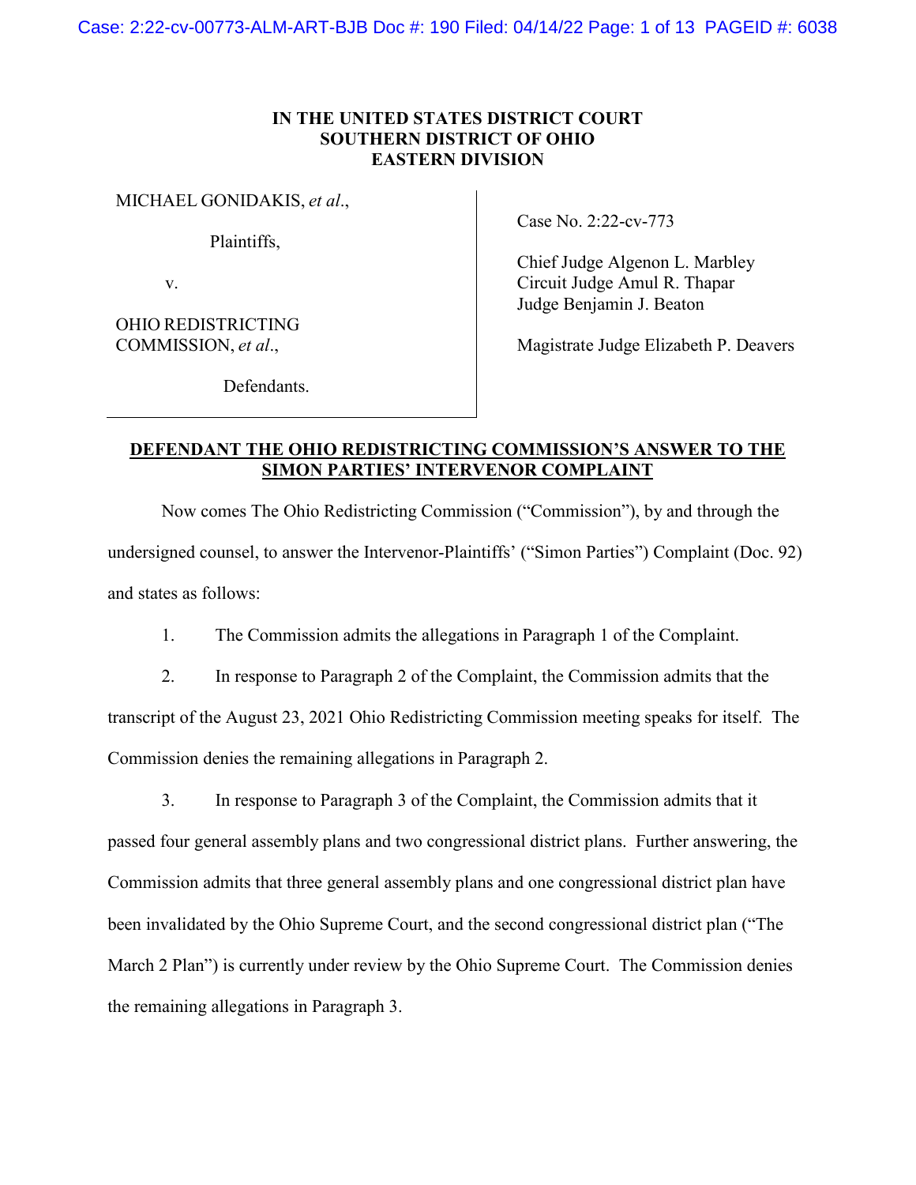**IN THE UNITED STATES DISTRICT COURT**
**SOUTHERN DISTRICT OF OHIO**
**EASTERN DIVISION**

| | |
|---|---|
| MICHAEL GONIDAKIS, *et al*.,<br><br>Plaintiffs,<br><br>v.<br><br>OHIO REDISTRICTING COMMISSION, *et al*.,<br><br>Defendants. | Case No. 2:22-cv-773<br><br>Chief Judge Algenon L. Marbley<br>Circuit Judge Amul R. Thapar<br>Judge Benjamin J. Beaton<br><br>Magistrate Judge Elizabeth P. Deavers |

**DEFENDANT THE OHIO REDISTRICTING COMMISSION'S ANSWER TO THE SIMON PARTIES' INTERVENOR COMPLAINT**

Now comes The Ohio Redistricting Commission ("Commission"), by and through the undersigned counsel, to answer the Intervenor-Plaintiffs' ("Simon Parties") Complaint (Doc. 92) and states as follows:

1. The Commission admits the allegations in Paragraph 1 of the Complaint.

2. In response to Paragraph 2 of the Complaint, the Commission admits that the transcript of the August 23, 2021 Ohio Redistricting Commission meeting speaks for itself. The Commission denies the remaining allegations in Paragraph 2.

3. In response to Paragraph 3 of the Complaint, the Commission admits that it passed four general assembly plans and two congressional district plans. Further answering, the Commission admits that three general assembly plans and one congressional district plan have been invalidated by the Ohio Supreme Court, and the second congressional district plan ("The March 2 Plan") is currently under review by the Ohio Supreme Court. The Commission denies the remaining allegations in Paragraph 3.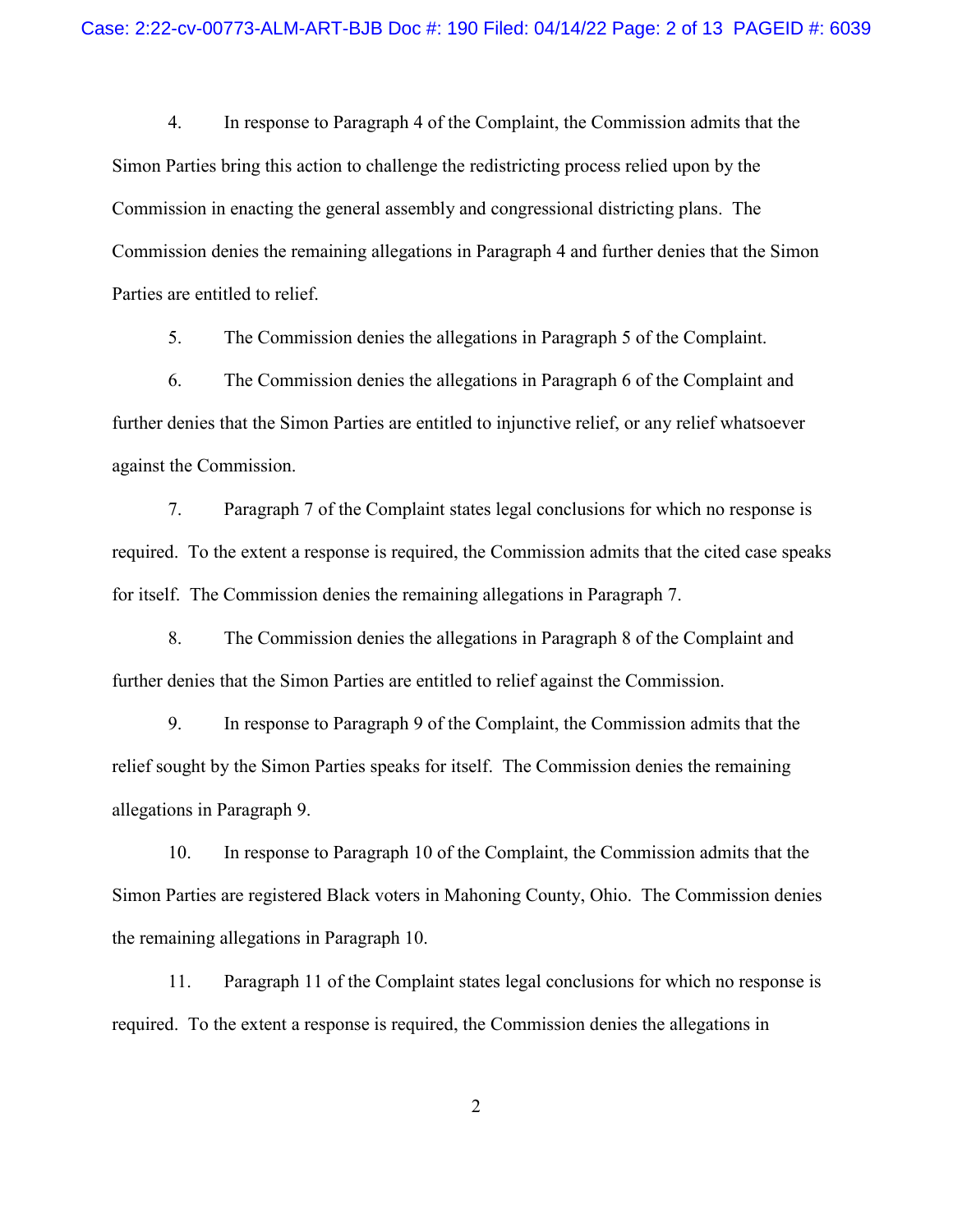4. In response to Paragraph 4 of the Complaint, the Commission admits that the Simon Parties bring this action to challenge the redistricting process relied upon by the Commission in enacting the general assembly and congressional districting plans. The Commission denies the remaining allegations in Paragraph 4 and further denies that the Simon Parties are entitled to relief.

5. The Commission denies the allegations in Paragraph 5 of the Complaint.

6. The Commission denies the allegations in Paragraph 6 of the Complaint and further denies that the Simon Parties are entitled to injunctive relief, or any relief whatsoever against the Commission.

7. Paragraph 7 of the Complaint states legal conclusions for which no response is required. To the extent a response is required, the Commission admits that the cited case speaks for itself. The Commission denies the remaining allegations in Paragraph 7.

8. The Commission denies the allegations in Paragraph 8 of the Complaint and further denies that the Simon Parties are entitled to relief against the Commission.

9. In response to Paragraph 9 of the Complaint, the Commission admits that the relief sought by the Simon Parties speaks for itself. The Commission denies the remaining allegations in Paragraph 9.

10. In response to Paragraph 10 of the Complaint, the Commission admits that the Simon Parties are registered Black voters in Mahoning County, Ohio. The Commission denies the remaining allegations in Paragraph 10.

11. Paragraph 11 of the Complaint states legal conclusions for which no response is required. To the extent a response is required, the Commission denies the allegations in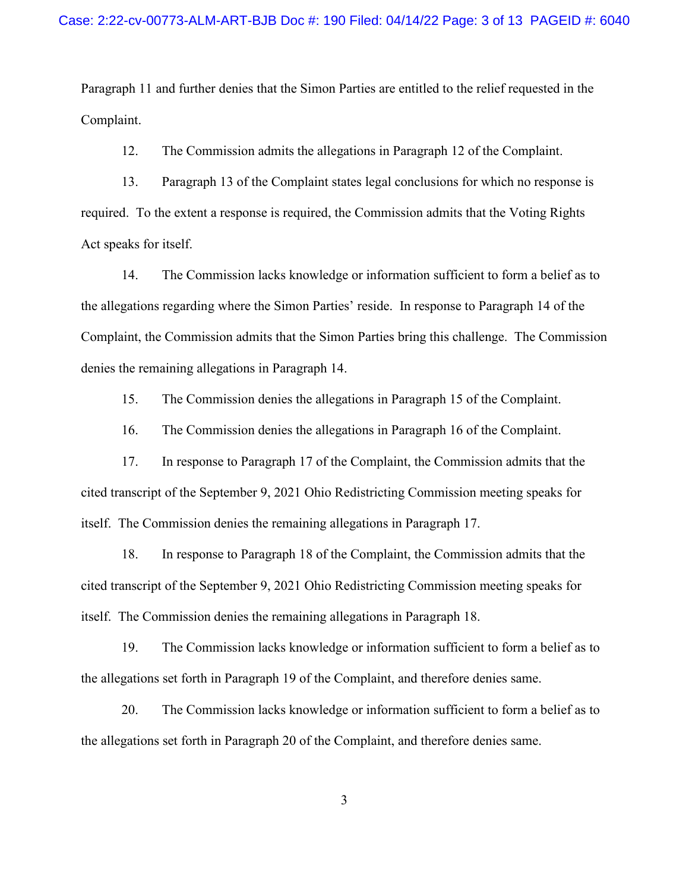Paragraph 11 and further denies that the Simon Parties are entitled to the relief requested in the Complaint.

12. The Commission admits the allegations in Paragraph 12 of the Complaint.

13. Paragraph 13 of the Complaint states legal conclusions for which no response is required. To the extent a response is required, the Commission admits that the Voting Rights Act speaks for itself.

14. The Commission lacks knowledge or information sufficient to form a belief as to the allegations regarding where the Simon Parties' reside. In response to Paragraph 14 of the Complaint, the Commission admits that the Simon Parties bring this challenge. The Commission denies the remaining allegations in Paragraph 14.

15. The Commission denies the allegations in Paragraph 15 of the Complaint.

16. The Commission denies the allegations in Paragraph 16 of the Complaint.

17. In response to Paragraph 17 of the Complaint, the Commission admits that the cited transcript of the September 9, 2021 Ohio Redistricting Commission meeting speaks for itself. The Commission denies the remaining allegations in Paragraph 17.

18. In response to Paragraph 18 of the Complaint, the Commission admits that the cited transcript of the September 9, 2021 Ohio Redistricting Commission meeting speaks for itself. The Commission denies the remaining allegations in Paragraph 18.

19. The Commission lacks knowledge or information sufficient to form a belief as to the allegations set forth in Paragraph 19 of the Complaint, and therefore denies same.

20. The Commission lacks knowledge or information sufficient to form a belief as to the allegations set forth in Paragraph 20 of the Complaint, and therefore denies same.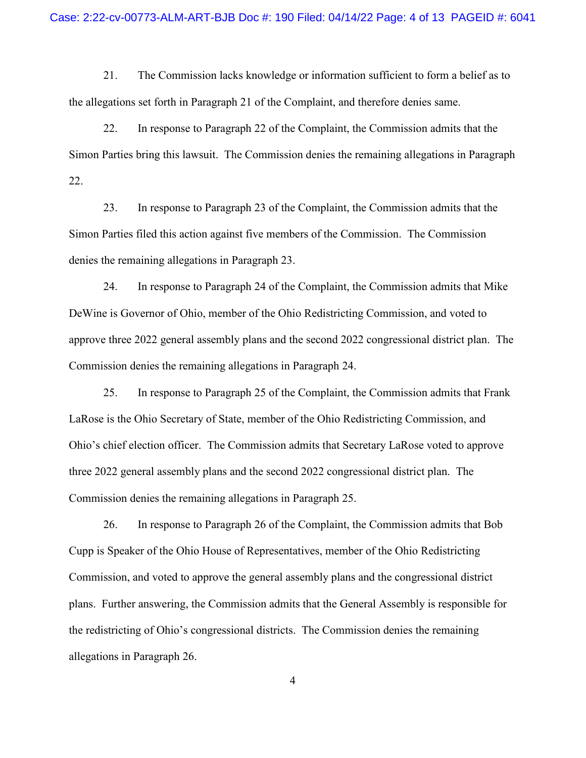21. The Commission lacks knowledge or information sufficient to form a belief as to the allegations set forth in Paragraph 21 of the Complaint, and therefore denies same.

22. In response to Paragraph 22 of the Complaint, the Commission admits that the Simon Parties bring this lawsuit. The Commission denies the remaining allegations in Paragraph 22.

23. In response to Paragraph 23 of the Complaint, the Commission admits that the Simon Parties filed this action against five members of the Commission. The Commission denies the remaining allegations in Paragraph 23.

24. In response to Paragraph 24 of the Complaint, the Commission admits that Mike DeWine is Governor of Ohio, member of the Ohio Redistricting Commission, and voted to approve three 2022 general assembly plans and the second 2022 congressional district plan. The Commission denies the remaining allegations in Paragraph 24.

25. In response to Paragraph 25 of the Complaint, the Commission admits that Frank LaRose is the Ohio Secretary of State, member of the Ohio Redistricting Commission, and Ohio's chief election officer. The Commission admits that Secretary LaRose voted to approve three 2022 general assembly plans and the second 2022 congressional district plan. The Commission denies the remaining allegations in Paragraph 25.

26. In response to Paragraph 26 of the Complaint, the Commission admits that Bob Cupp is Speaker of the Ohio House of Representatives, member of the Ohio Redistricting Commission, and voted to approve the general assembly plans and the congressional district plans. Further answering, the Commission admits that the General Assembly is responsible for the redistricting of Ohio's congressional districts. The Commission denies the remaining allegations in Paragraph 26.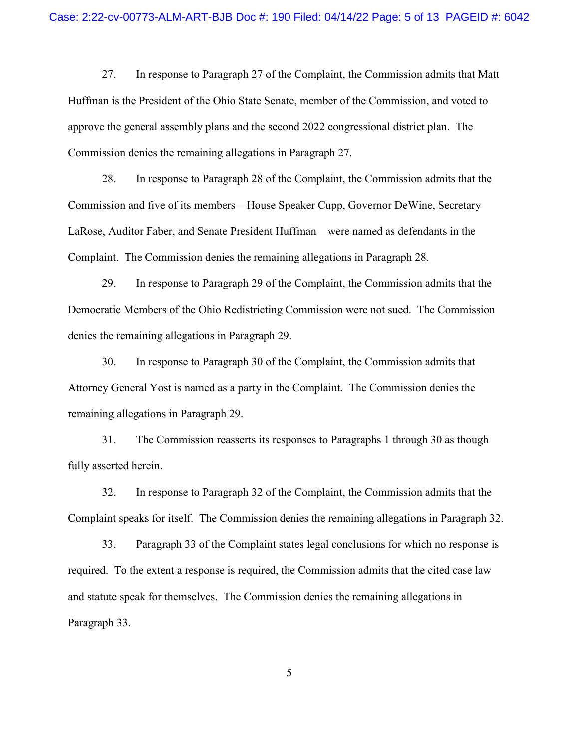27. In response to Paragraph 27 of the Complaint, the Commission admits that Matt Huffman is the President of the Ohio State Senate, member of the Commission, and voted to approve the general assembly plans and the second 2022 congressional district plan. The Commission denies the remaining allegations in Paragraph 27.

28. In response to Paragraph 28 of the Complaint, the Commission admits that the Commission and five of its members—House Speaker Cupp, Governor DeWine, Secretary LaRose, Auditor Faber, and Senate President Huffman—were named as defendants in the Complaint. The Commission denies the remaining allegations in Paragraph 28.

29. In response to Paragraph 29 of the Complaint, the Commission admits that the Democratic Members of the Ohio Redistricting Commission were not sued. The Commission denies the remaining allegations in Paragraph 29.

30. In response to Paragraph 30 of the Complaint, the Commission admits that Attorney General Yost is named as a party in the Complaint. The Commission denies the remaining allegations in Paragraph 29.

31. The Commission reasserts its responses to Paragraphs 1 through 30 as though fully asserted herein.

32. In response to Paragraph 32 of the Complaint, the Commission admits that the Complaint speaks for itself. The Commission denies the remaining allegations in Paragraph 32.

33. Paragraph 33 of the Complaint states legal conclusions for which no response is required. To the extent a response is required, the Commission admits that the cited case law and statute speak for themselves. The Commission denies the remaining allegations in Paragraph 33.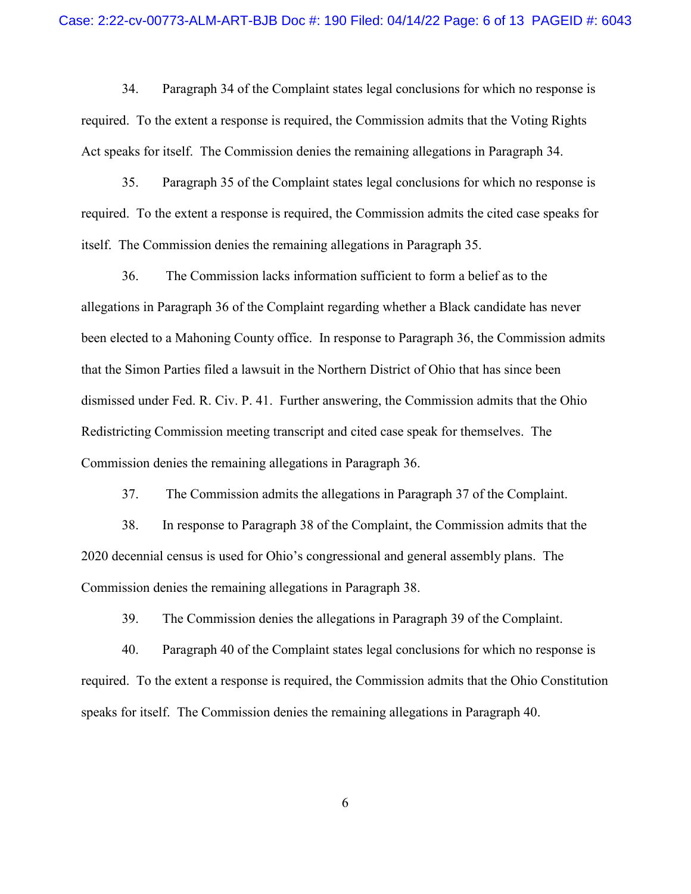34. Paragraph 34 of the Complaint states legal conclusions for which no response is required. To the extent a response is required, the Commission admits that the Voting Rights Act speaks for itself. The Commission denies the remaining allegations in Paragraph 34.

35. Paragraph 35 of the Complaint states legal conclusions for which no response is required. To the extent a response is required, the Commission admits the cited case speaks for itself. The Commission denies the remaining allegations in Paragraph 35.

36. The Commission lacks information sufficient to form a belief as to the allegations in Paragraph 36 of the Complaint regarding whether a Black candidate has never been elected to a Mahoning County office. In response to Paragraph 36, the Commission admits that the Simon Parties filed a lawsuit in the Northern District of Ohio that has since been dismissed under Fed. R. Civ. P. 41. Further answering, the Commission admits that the Ohio Redistricting Commission meeting transcript and cited case speak for themselves. The Commission denies the remaining allegations in Paragraph 36.

37. The Commission admits the allegations in Paragraph 37 of the Complaint.

38. In response to Paragraph 38 of the Complaint, the Commission admits that the 2020 decennial census is used for Ohio's congressional and general assembly plans. The Commission denies the remaining allegations in Paragraph 38.

39. The Commission denies the allegations in Paragraph 39 of the Complaint.

40. Paragraph 40 of the Complaint states legal conclusions for which no response is required. To the extent a response is required, the Commission admits that the Ohio Constitution speaks for itself. The Commission denies the remaining allegations in Paragraph 40.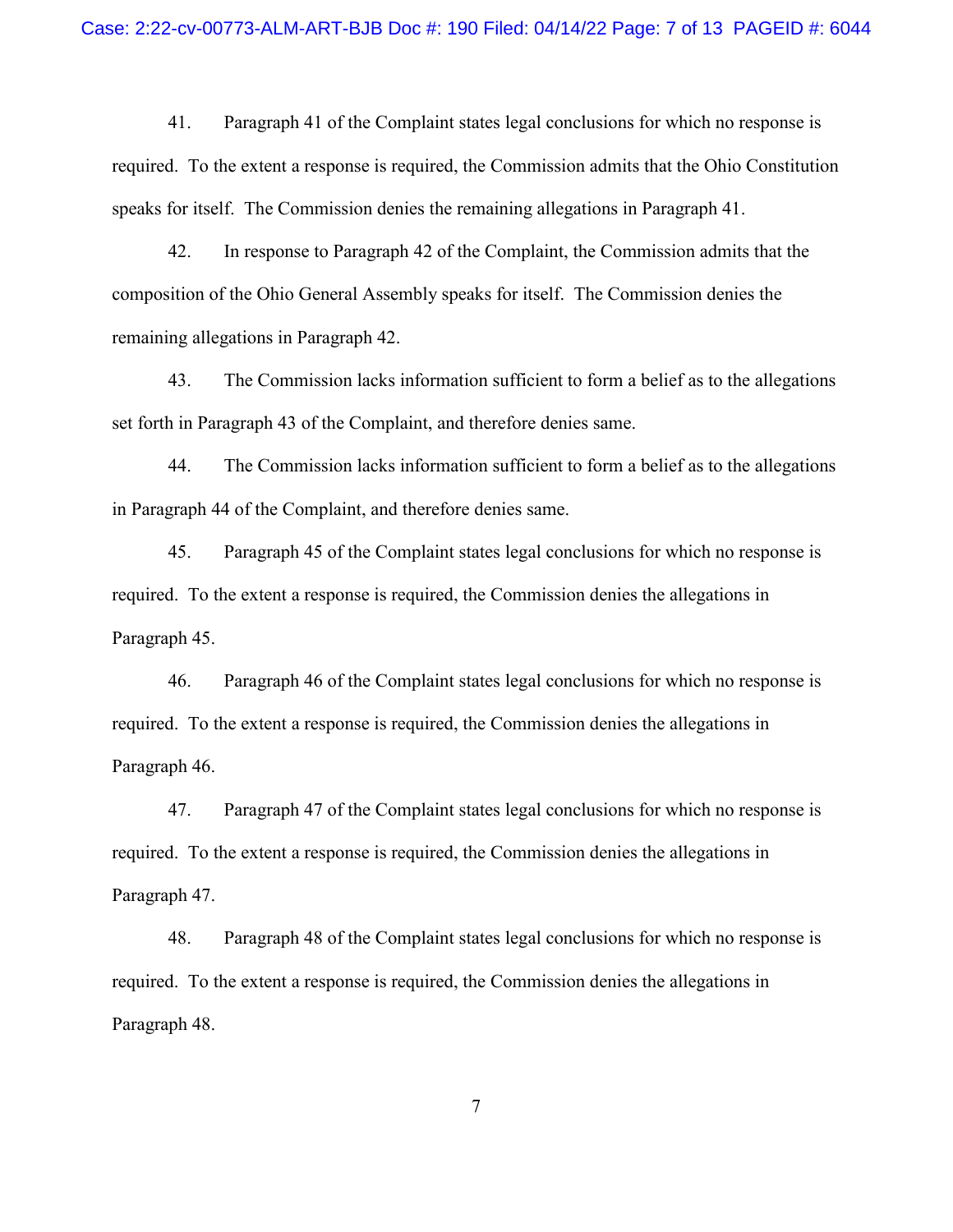41. Paragraph 41 of the Complaint states legal conclusions for which no response is required. To the extent a response is required, the Commission admits that the Ohio Constitution speaks for itself. The Commission denies the remaining allegations in Paragraph 41.

42. In response to Paragraph 42 of the Complaint, the Commission admits that the composition of the Ohio General Assembly speaks for itself. The Commission denies the remaining allegations in Paragraph 42.

43. The Commission lacks information sufficient to form a belief as to the allegations set forth in Paragraph 43 of the Complaint, and therefore denies same.

44. The Commission lacks information sufficient to form a belief as to the allegations in Paragraph 44 of the Complaint, and therefore denies same.

45. Paragraph 45 of the Complaint states legal conclusions for which no response is required. To the extent a response is required, the Commission denies the allegations in Paragraph 45.

46. Paragraph 46 of the Complaint states legal conclusions for which no response is required. To the extent a response is required, the Commission denies the allegations in Paragraph 46.

47. Paragraph 47 of the Complaint states legal conclusions for which no response is required. To the extent a response is required, the Commission denies the allegations in Paragraph 47.

48. Paragraph 48 of the Complaint states legal conclusions for which no response is required. To the extent a response is required, the Commission denies the allegations in Paragraph 48.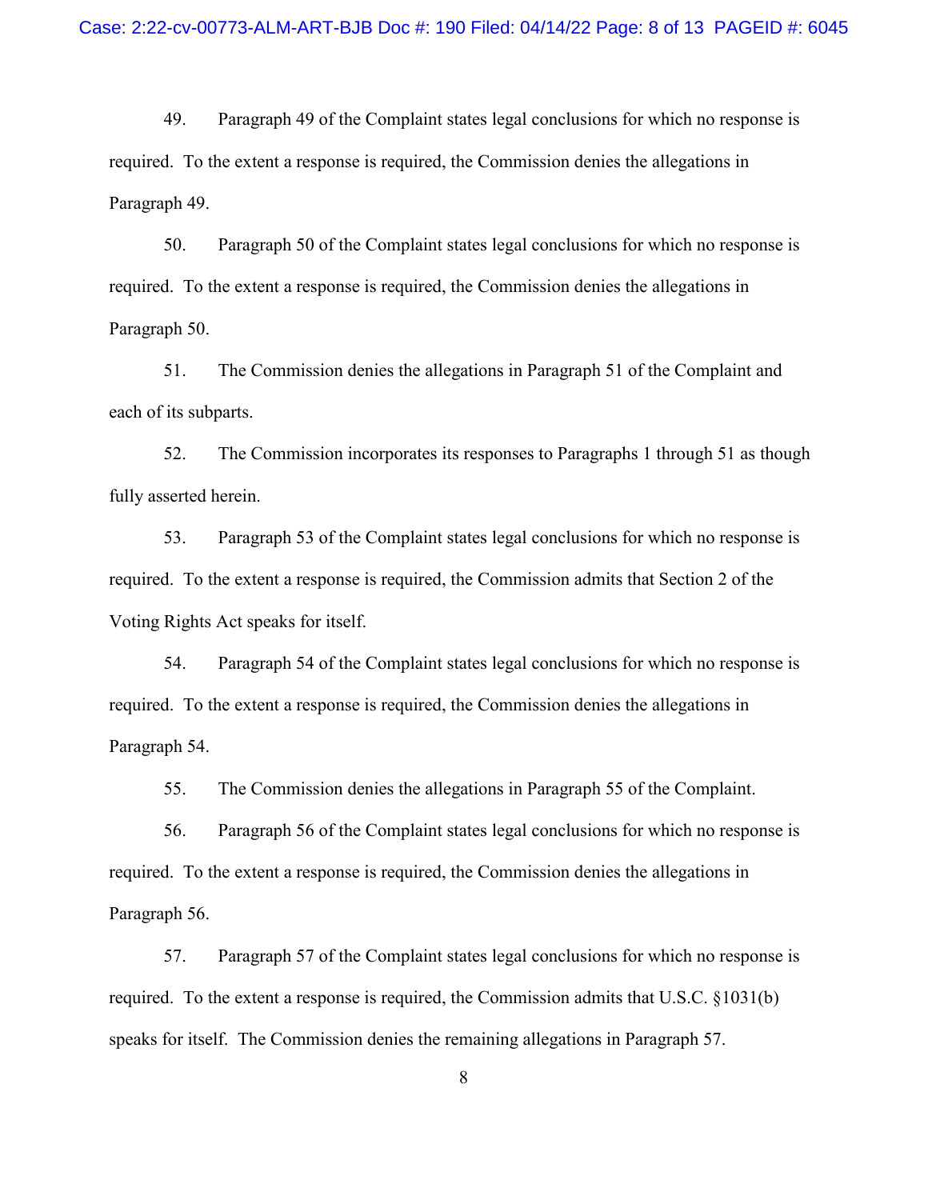49. Paragraph 49 of the Complaint states legal conclusions for which no response is required. To the extent a response is required, the Commission denies the allegations in Paragraph 49.

50. Paragraph 50 of the Complaint states legal conclusions for which no response is required. To the extent a response is required, the Commission denies the allegations in Paragraph 50.

51. The Commission denies the allegations in Paragraph 51 of the Complaint and each of its subparts.

52. The Commission incorporates its responses to Paragraphs 1 through 51 as though fully asserted herein.

53. Paragraph 53 of the Complaint states legal conclusions for which no response is required. To the extent a response is required, the Commission admits that Section 2 of the Voting Rights Act speaks for itself.

54. Paragraph 54 of the Complaint states legal conclusions for which no response is required. To the extent a response is required, the Commission denies the allegations in Paragraph 54.

55. The Commission denies the allegations in Paragraph 55 of the Complaint.

56. Paragraph 56 of the Complaint states legal conclusions for which no response is required. To the extent a response is required, the Commission denies the allegations in Paragraph 56.

57. Paragraph 57 of the Complaint states legal conclusions for which no response is required. To the extent a response is required, the Commission admits that U.S.C. §1031(b) speaks for itself. The Commission denies the remaining allegations in Paragraph 57.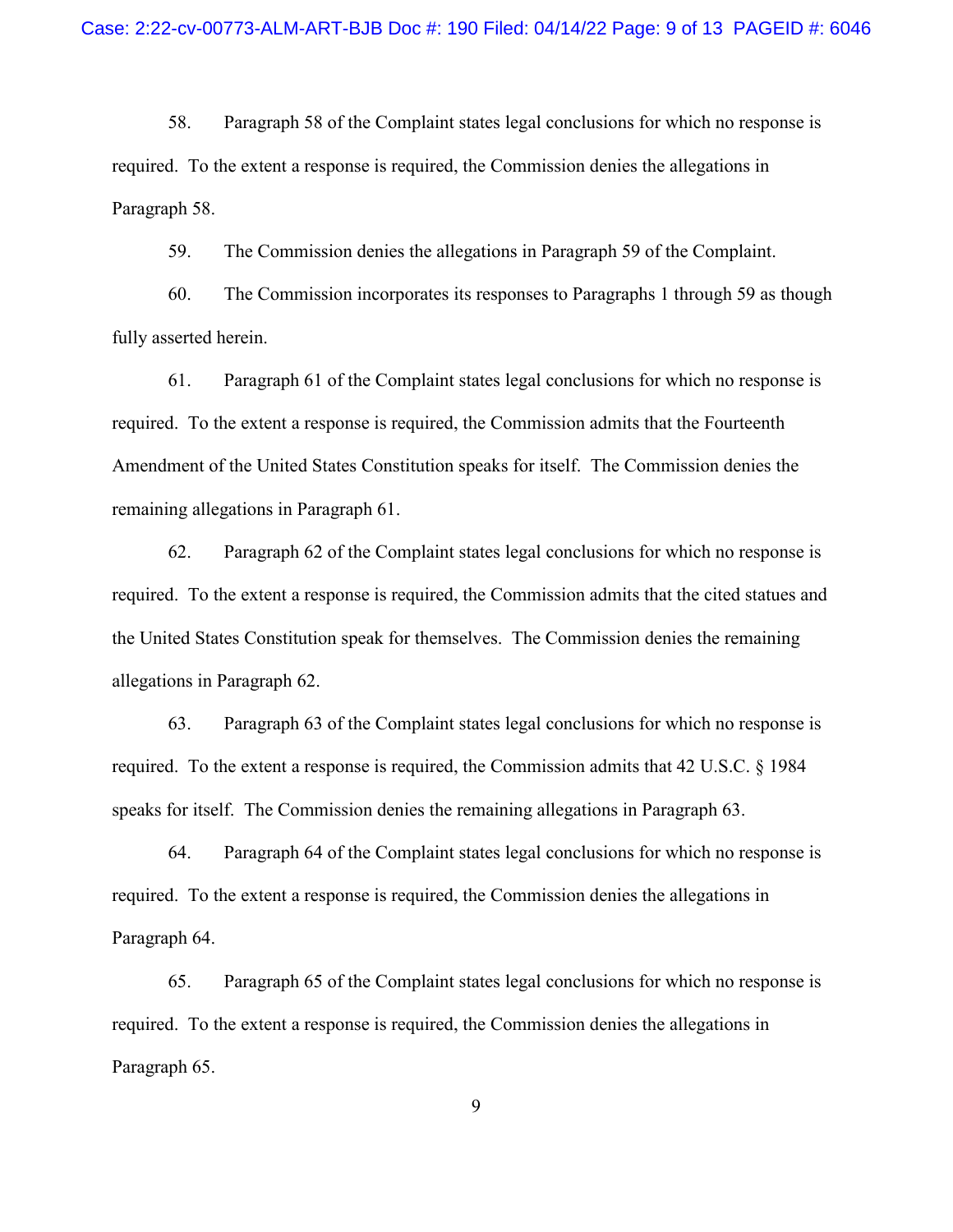58. Paragraph 58 of the Complaint states legal conclusions for which no response is required. To the extent a response is required, the Commission denies the allegations in Paragraph 58.

59. The Commission denies the allegations in Paragraph 59 of the Complaint.

60. The Commission incorporates its responses to Paragraphs 1 through 59 as though fully asserted herein.

61. Paragraph 61 of the Complaint states legal conclusions for which no response is required. To the extent a response is required, the Commission admits that the Fourteenth Amendment of the United States Constitution speaks for itself. The Commission denies the remaining allegations in Paragraph 61.

62. Paragraph 62 of the Complaint states legal conclusions for which no response is required. To the extent a response is required, the Commission admits that the cited statues and the United States Constitution speak for themselves. The Commission denies the remaining allegations in Paragraph 62.

63. Paragraph 63 of the Complaint states legal conclusions for which no response is required. To the extent a response is required, the Commission admits that 42 U.S.C. § 1984 speaks for itself. The Commission denies the remaining allegations in Paragraph 63.

64. Paragraph 64 of the Complaint states legal conclusions for which no response is required. To the extent a response is required, the Commission denies the allegations in Paragraph 64.

65. Paragraph 65 of the Complaint states legal conclusions for which no response is required. To the extent a response is required, the Commission denies the allegations in Paragraph 65.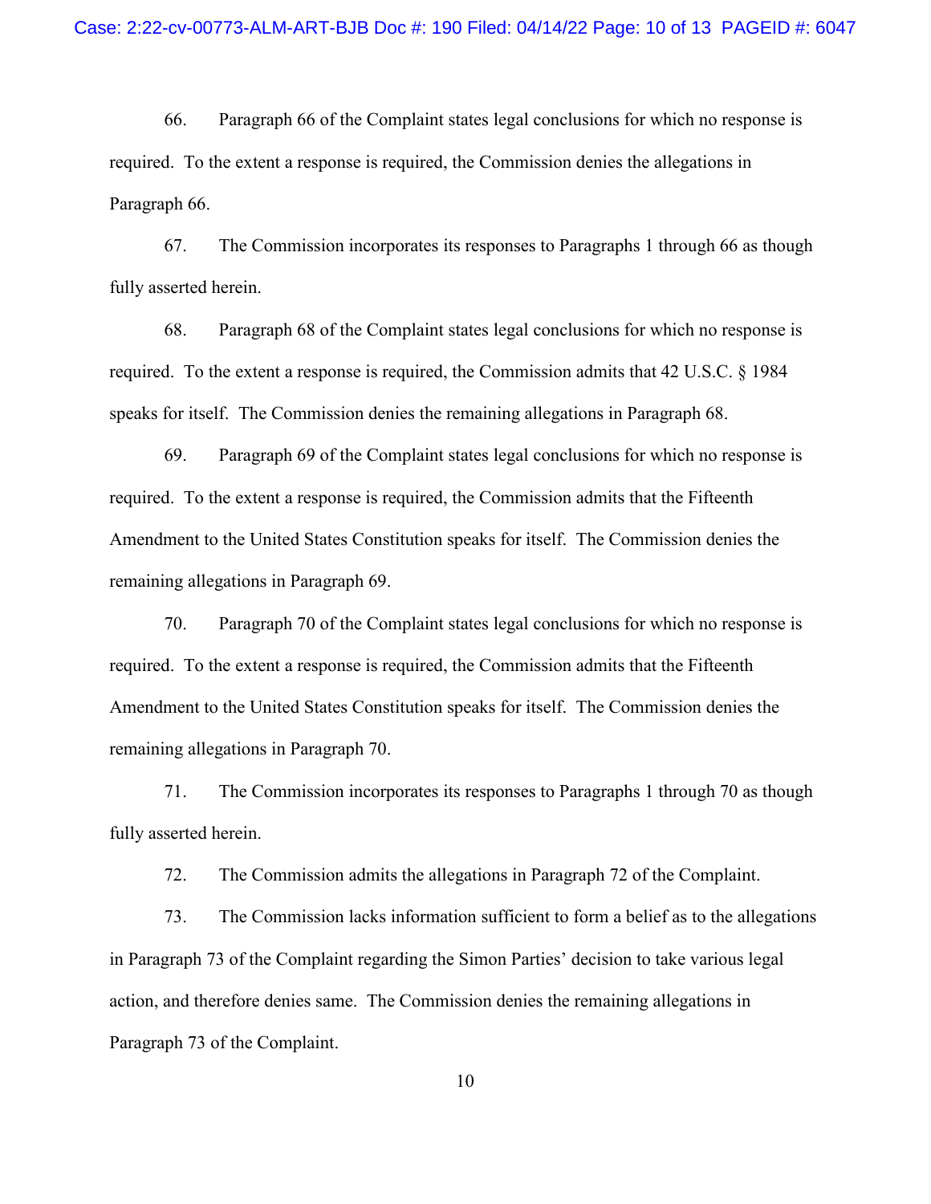66. Paragraph 66 of the Complaint states legal conclusions for which no response is required. To the extent a response is required, the Commission denies the allegations in Paragraph 66.

67. The Commission incorporates its responses to Paragraphs 1 through 66 as though fully asserted herein.

68. Paragraph 68 of the Complaint states legal conclusions for which no response is required. To the extent a response is required, the Commission admits that 42 U.S.C. § 1984 speaks for itself. The Commission denies the remaining allegations in Paragraph 68.

69. Paragraph 69 of the Complaint states legal conclusions for which no response is required. To the extent a response is required, the Commission admits that the Fifteenth Amendment to the United States Constitution speaks for itself. The Commission denies the remaining allegations in Paragraph 69.

70. Paragraph 70 of the Complaint states legal conclusions for which no response is required. To the extent a response is required, the Commission admits that the Fifteenth Amendment to the United States Constitution speaks for itself. The Commission denies the remaining allegations in Paragraph 70.

71. The Commission incorporates its responses to Paragraphs 1 through 70 as though fully asserted herein.

72. The Commission admits the allegations in Paragraph 72 of the Complaint.

73. The Commission lacks information sufficient to form a belief as to the allegations in Paragraph 73 of the Complaint regarding the Simon Parties' decision to take various legal action, and therefore denies same. The Commission denies the remaining allegations in Paragraph 73 of the Complaint.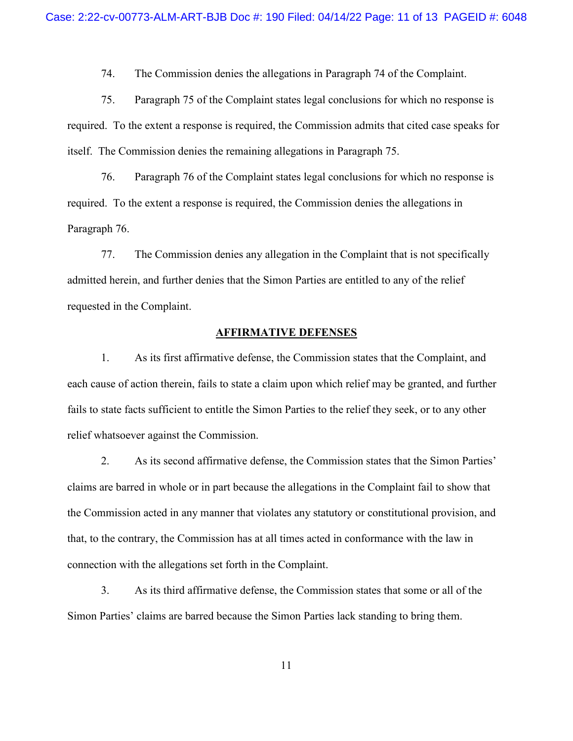74. The Commission denies the allegations in Paragraph 74 of the Complaint.

75. Paragraph 75 of the Complaint states legal conclusions for which no response is required. To the extent a response is required, the Commission admits that cited case speaks for itself. The Commission denies the remaining allegations in Paragraph 75.

76. Paragraph 76 of the Complaint states legal conclusions for which no response is required. To the extent a response is required, the Commission denies the allegations in Paragraph 76.

77. The Commission denies any allegation in the Complaint that is not specifically admitted herein, and further denies that the Simon Parties are entitled to any of the relief requested in the Complaint.

## AFFIRMATIVE DEFENSES

1. As its first affirmative defense, the Commission states that the Complaint, and each cause of action therein, fails to state a claim upon which relief may be granted, and further fails to state facts sufficient to entitle the Simon Parties to the relief they seek, or to any other relief whatsoever against the Commission.

2. As its second affirmative defense, the Commission states that the Simon Parties' claims are barred in whole or in part because the allegations in the Complaint fail to show that the Commission acted in any manner that violates any statutory or constitutional provision, and that, to the contrary, the Commission has at all times acted in conformance with the law in connection with the allegations set forth in the Complaint.

3. As its third affirmative defense, the Commission states that some or all of the Simon Parties' claims are barred because the Simon Parties lack standing to bring them.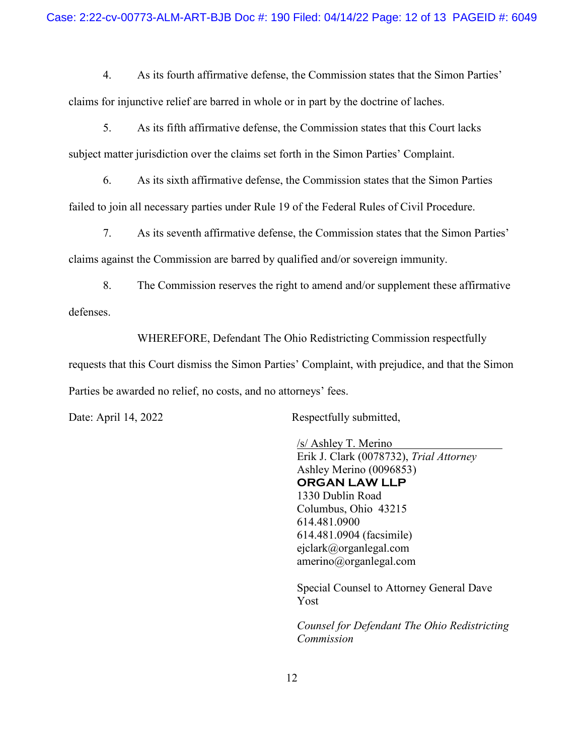4. As its fourth affirmative defense, the Commission states that the Simon Parties' claims for injunctive relief are barred in whole or in part by the doctrine of laches.

5. As its fifth affirmative defense, the Commission states that this Court lacks subject matter jurisdiction over the claims set forth in the Simon Parties' Complaint.

6. As its sixth affirmative defense, the Commission states that the Simon Parties failed to join all necessary parties under Rule 19 of the Federal Rules of Civil Procedure.

7. As its seventh affirmative defense, the Commission states that the Simon Parties' claims against the Commission are barred by qualified and/or sovereign immunity.

8. The Commission reserves the right to amend and/or supplement these affirmative defenses.

WHEREFORE, Defendant The Ohio Redistricting Commission respectfully requests that this Court dismiss the Simon Parties' Complaint, with prejudice, and that the Simon Parties be awarded no relief, no costs, and no attorneys' fees.

Date: April 14, 2022

Respectfully submitted,

/s/ Ashley T. Merino
Erik J. Clark (0078732), *Trial Attorney*
Ashley Merino (0096853)
**ORGAN LAW LLP**
1330 Dublin Road
Columbus, Ohio 43215
614.481.0900
614.481.0904 (facsimile)
ejclark@organlegal.com
amerino@organlegal.com

Special Counsel to Attorney General Dave Yost

*Counsel for Defendant The Ohio Redistricting Commission*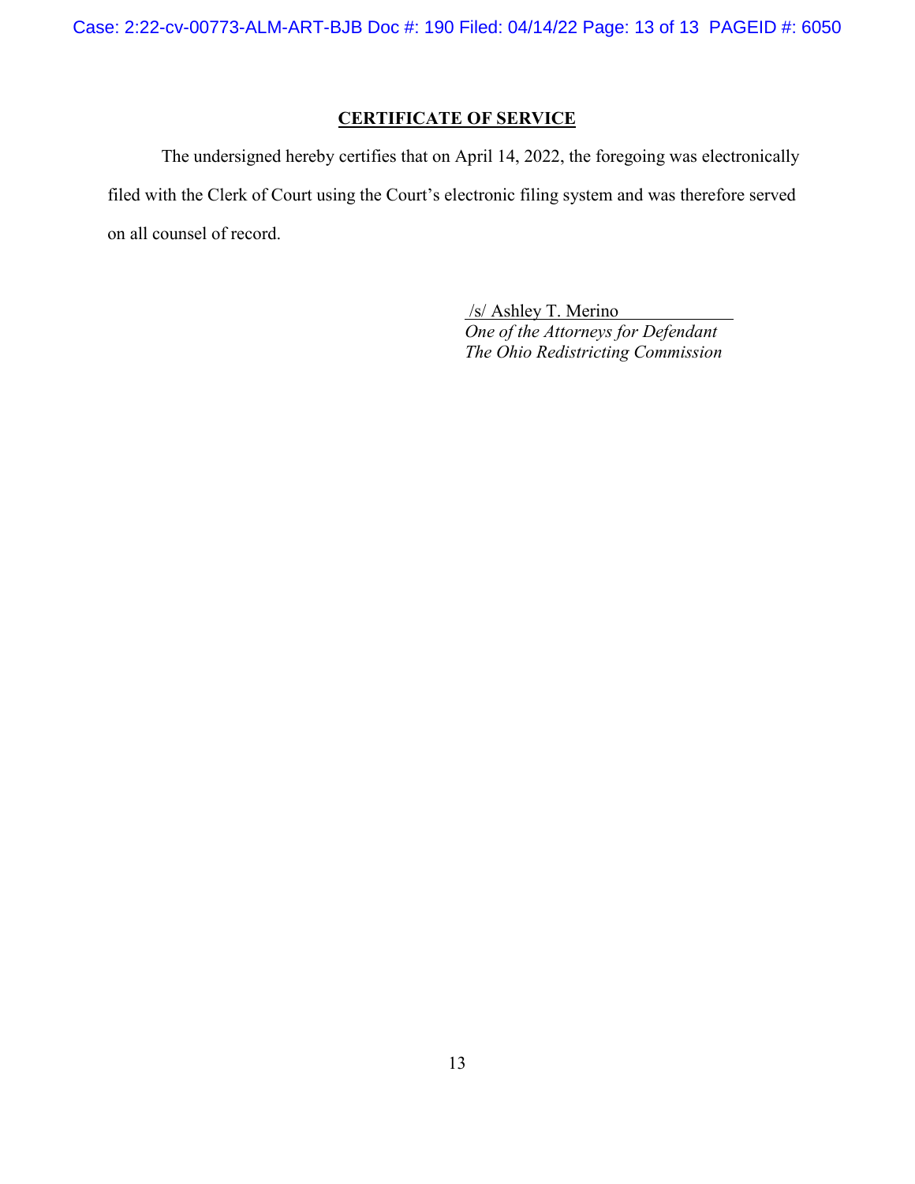## CERTIFICATE OF SERVICE

The undersigned hereby certifies that on April 14, 2022, the foregoing was electronically filed with the Clerk of Court using the Court's electronic filing system and was therefore served on all counsel of record.

/s/ Ashley T. Merino
*One of the Attorneys for Defendant*
*The Ohio Redistricting Commission*